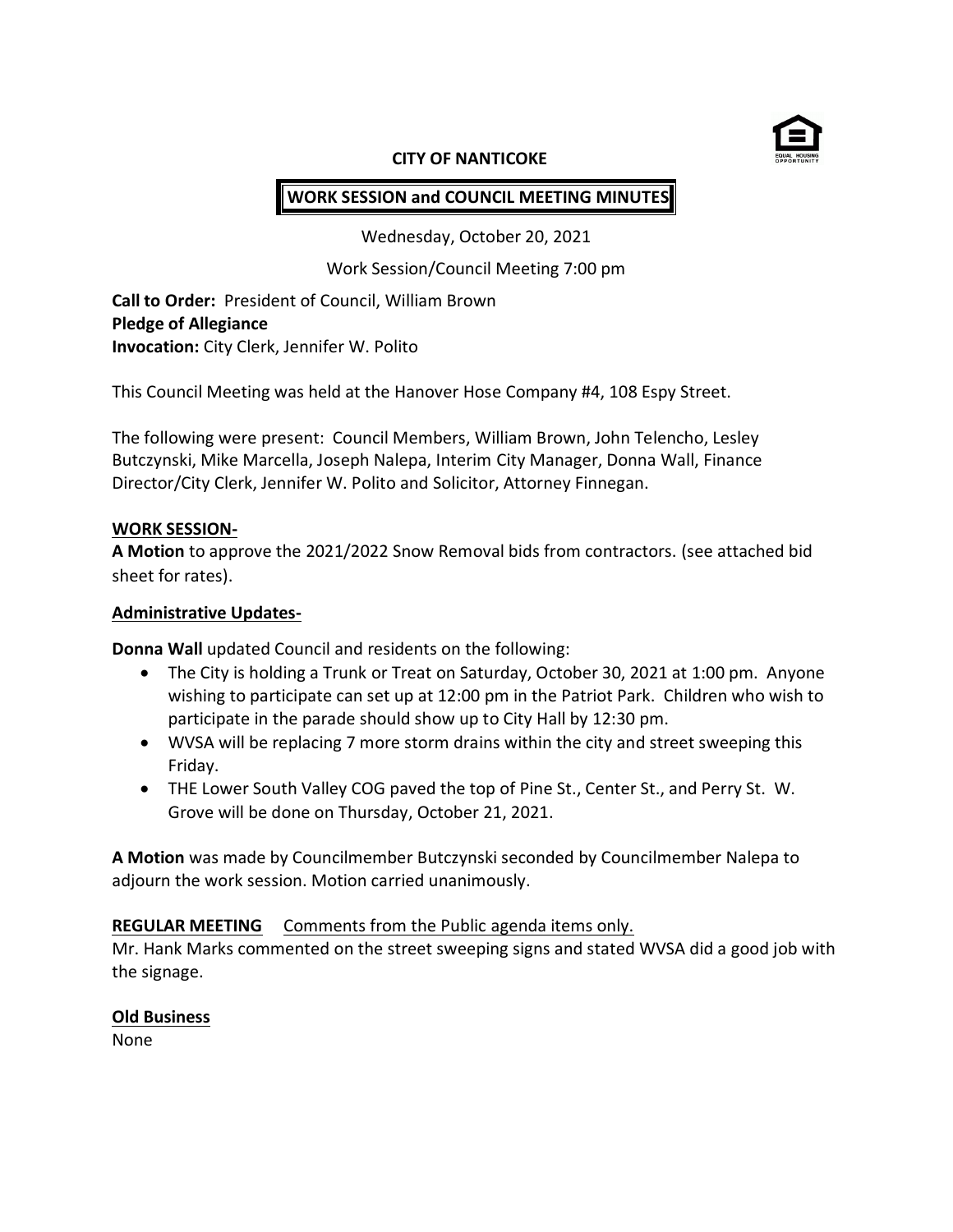**CITY OF NANTICOKE**

**WORK SESSION and COUNCIL MEETING MINUTES**

Wednesday, October 20, 2021

Work Session/Council Meeting 7:00 pm

**Call to Order:** President of Council, William Brown
**Pledge of Allegiance**
**Invocation:** City Clerk, Jennifer W. Polito

This Council Meeting was held at the Hanover Hose Company #4, 108 Espy Street.

The following were present: Council Members, William Brown, John Telencho, Lesley Butczynski, Mike Marcella, Joseph Nalepa, Interim City Manager, Donna Wall, Finance Director/City Clerk, Jennifer W. Polito and Solicitor, Attorney Finnegan.

**WORK SESSION-**

**A Motion** to approve the 2021/2022 Snow Removal bids from contractors. (see attached bid sheet for rates).

**Administrative Updates-**

**Donna Wall** updated Council and residents on the following:

- The City is holding a Trunk or Treat on Saturday, October 30, 2021 at 1:00 pm. Anyone wishing to participate can set up at 12:00 pm in the Patriot Park. Children who wish to participate in the parade should show up to City Hall by 12:30 pm.
- WVSA will be replacing 7 more storm drains within the city and street sweeping this Friday.
- THE Lower South Valley COG paved the top of Pine St., Center St., and Perry St. W. Grove will be done on Thursday, October 21, 2021.

**A Motion** was made by Councilmember Butczynski seconded by Councilmember Nalepa to adjourn the work session. Motion carried unanimously.

**REGULAR MEETING** Comments from the Public agenda items only.

Mr. Hank Marks commented on the street sweeping signs and stated WVSA did a good job with the signage.

**Old Business**

None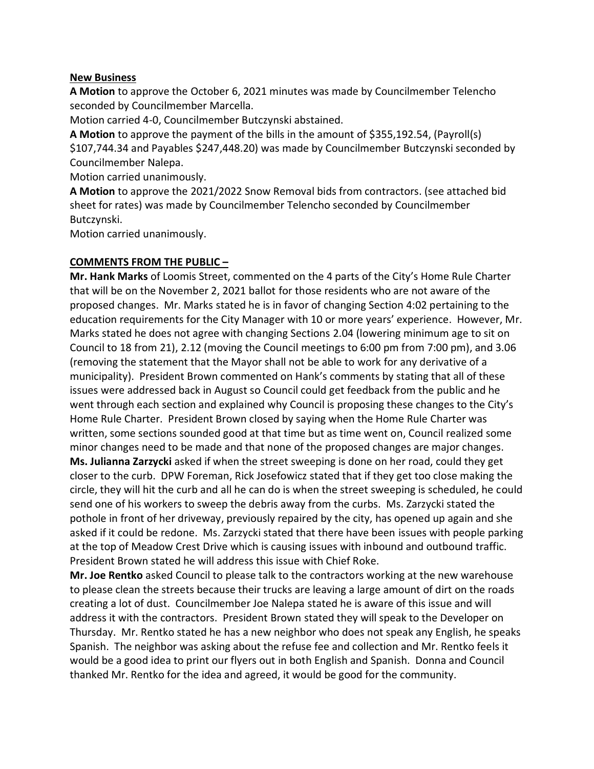**New Business**

**A Motion** to approve the October 6, 2021 minutes was made by Councilmember Telencho seconded by Councilmember Marcella.

Motion carried 4-0, Councilmember Butczynski abstained.

**A Motion** to approve the payment of the bills in the amount of $355,192.54, (Payroll(s) $107,744.34 and Payables $247,448.20) was made by Councilmember Butczynski seconded by Councilmember Nalepa.

Motion carried unanimously.

**A Motion** to approve the 2021/2022 Snow Removal bids from contractors. (see attached bid sheet for rates) was made by Councilmember Telencho seconded by Councilmember Butczynski.

Motion carried unanimously.

**COMMENTS FROM THE PUBLIC –**

**Mr. Hank Marks** of Loomis Street, commented on the 4 parts of the City's Home Rule Charter that will be on the November 2, 2021 ballot for those residents who are not aware of the proposed changes. Mr. Marks stated he is in favor of changing Section 4:02 pertaining to the education requirements for the City Manager with 10 or more years' experience. However, Mr. Marks stated he does not agree with changing Sections 2.04 (lowering minimum age to sit on Council to 18 from 21), 2.12 (moving the Council meetings to 6:00 pm from 7:00 pm), and 3.06 (removing the statement that the Mayor shall not be able to work for any derivative of a municipality). President Brown commented on Hank's comments by stating that all of these issues were addressed back in August so Council could get feedback from the public and he went through each section and explained why Council is proposing these changes to the City's Home Rule Charter. President Brown closed by saying when the Home Rule Charter was written, some sections sounded good at that time but as time went on, Council realized some minor changes need to be made and that none of the proposed changes are major changes.

**Ms. Julianna Zarzycki** asked if when the street sweeping is done on her road, could they get closer to the curb. DPW Foreman, Rick Josefowicz stated that if they get too close making the circle, they will hit the curb and all he can do is when the street sweeping is scheduled, he could send one of his workers to sweep the debris away from the curbs. Ms. Zarzycki stated the pothole in front of her driveway, previously repaired by the city, has opened up again and she asked if it could be redone. Ms. Zarzycki stated that there have been issues with people parking at the top of Meadow Crest Drive which is causing issues with inbound and outbound traffic. President Brown stated he will address this issue with Chief Roke.

**Mr. Joe Rentko** asked Council to please talk to the contractors working at the new warehouse to please clean the streets because their trucks are leaving a large amount of dirt on the roads creating a lot of dust. Councilmember Joe Nalepa stated he is aware of this issue and will address it with the contractors. President Brown stated they will speak to the Developer on Thursday. Mr. Rentko stated he has a new neighbor who does not speak any English, he speaks Spanish. The neighbor was asking about the refuse fee and collection and Mr. Rentko feels it would be a good idea to print our flyers out in both English and Spanish. Donna and Council thanked Mr. Rentko for the idea and agreed, it would be good for the community.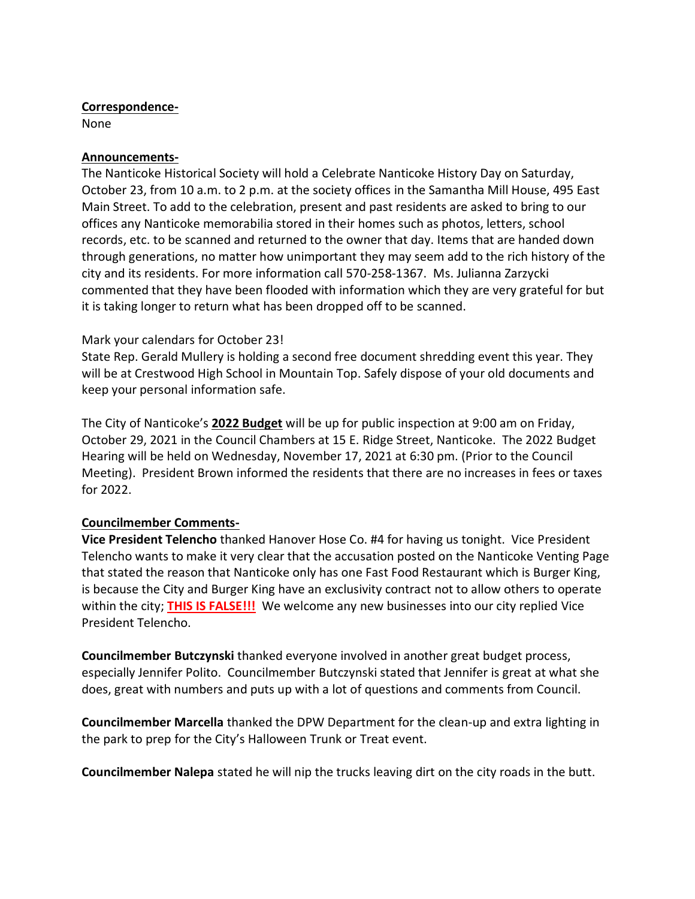**Correspondence-**

None

**Announcements-**

The Nanticoke Historical Society will hold a Celebrate Nanticoke History Day on Saturday, October 23, from 10 a.m. to 2 p.m. at the society offices in the Samantha Mill House, 495 East Main Street. To add to the celebration, present and past residents are asked to bring to our offices any Nanticoke memorabilia stored in their homes such as photos, letters, school records, etc. to be scanned and returned to the owner that day. Items that are handed down through generations, no matter how unimportant they may seem add to the rich history of the city and its residents. For more information call 570-258-1367. Ms. Julianna Zarzycki commented that they have been flooded with information which they are very grateful for but it is taking longer to return what has been dropped off to be scanned.

Mark your calendars for October 23!

State Rep. Gerald Mullery is holding a second free document shredding event this year. They will be at Crestwood High School in Mountain Top. Safely dispose of your old documents and keep your personal information safe.

The City of Nanticoke's **2022 Budget** will be up for public inspection at 9:00 am on Friday, October 29, 2021 in the Council Chambers at 15 E. Ridge Street, Nanticoke. The 2022 Budget Hearing will be held on Wednesday, November 17, 2021 at 6:30 pm. (Prior to the Council Meeting). President Brown informed the residents that there are no increases in fees or taxes for 2022.

**Councilmember Comments-**

**Vice President Telencho** thanked Hanover Hose Co. #4 for having us tonight. Vice President Telencho wants to make it very clear that the accusation posted on the Nanticoke Venting Page that stated the reason that Nanticoke only has one Fast Food Restaurant which is Burger King, is because the City and Burger King have an exclusivity contract not to allow others to operate within the city; **THIS IS FALSE!!!** We welcome any new businesses into our city replied Vice President Telencho.

**Councilmember Butczynski** thanked everyone involved in another great budget process, especially Jennifer Polito. Councilmember Butczynski stated that Jennifer is great at what she does, great with numbers and puts up with a lot of questions and comments from Council.

**Councilmember Marcella** thanked the DPW Department for the clean-up and extra lighting in the park to prep for the City's Halloween Trunk or Treat event.

**Councilmember Nalepa** stated he will nip the trucks leaving dirt on the city roads in the butt.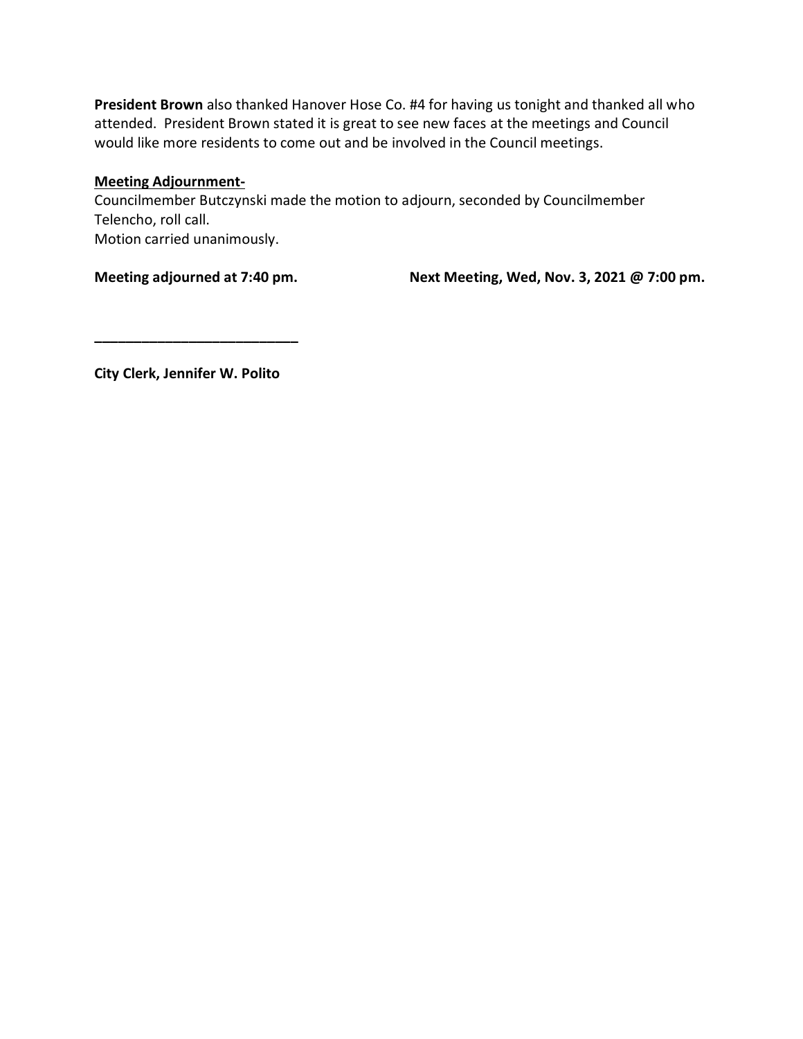**President Brown** also thanked Hanover Hose Co. #4 for having us tonight and thanked all who attended. President Brown stated it is great to see new faces at the meetings and Council would like more residents to come out and be involved in the Council meetings.

**Meeting Adjournment-**

Councilmember Butczynski made the motion to adjourn, seconded by Councilmember Telencho, roll call.
Motion carried unanimously.

**Meeting adjourned at 7:40 pm.** **Next Meeting, Wed, Nov. 3, 2021 @ 7:00 pm.**

**___________________________**

**City Clerk, Jennifer W. Polito**